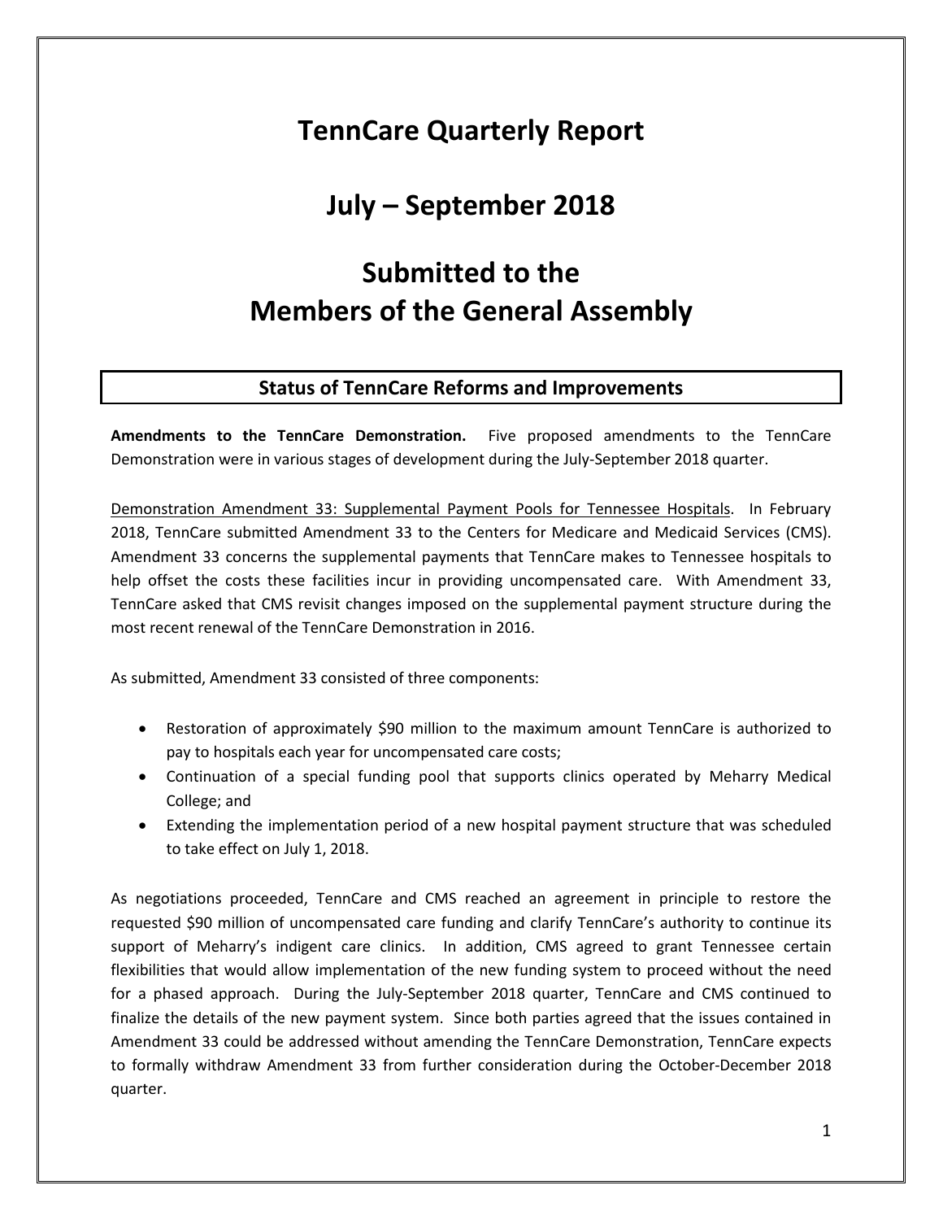# TennCare Quarterly Report

# July – September 2018

# Submitted to the Members of the General Assembly

## Status of TennCare Reforms and Improvements

**Amendments to the TennCare Demonstration.** Five proposed amendments to the TennCare Demonstration were in various stages of development during the July-September 2018 quarter.

Demonstration Amendment 33: Supplemental Payment Pools for Tennessee Hospitals. In February 2018, TennCare submitted Amendment 33 to the Centers for Medicare and Medicaid Services (CMS). Amendment 33 concerns the supplemental payments that TennCare makes to Tennessee hospitals to help offset the costs these facilities incur in providing uncompensated care. With Amendment 33, TennCare asked that CMS revisit changes imposed on the supplemental payment structure during the most recent renewal of the TennCare Demonstration in 2016.

As submitted, Amendment 33 consisted of three components:

- Restoration of approximately $90 million to the maximum amount TennCare is authorized to pay to hospitals each year for uncompensated care costs;
- Continuation of a special funding pool that supports clinics operated by Meharry Medical College; and
- Extending the implementation period of a new hospital payment structure that was scheduled to take effect on July 1, 2018.

As negotiations proceeded, TennCare and CMS reached an agreement in principle to restore the requested $90 million of uncompensated care funding and clarify TennCare's authority to continue its support of Meharry's indigent care clinics. In addition, CMS agreed to grant Tennessee certain flexibilities that would allow implementation of the new funding system to proceed without the need for a phased approach. During the July-September 2018 quarter, TennCare and CMS continued to finalize the details of the new payment system. Since both parties agreed that the issues contained in Amendment 33 could be addressed without amending the TennCare Demonstration, TennCare expects to formally withdraw Amendment 33 from further consideration during the October-December 2018 quarter.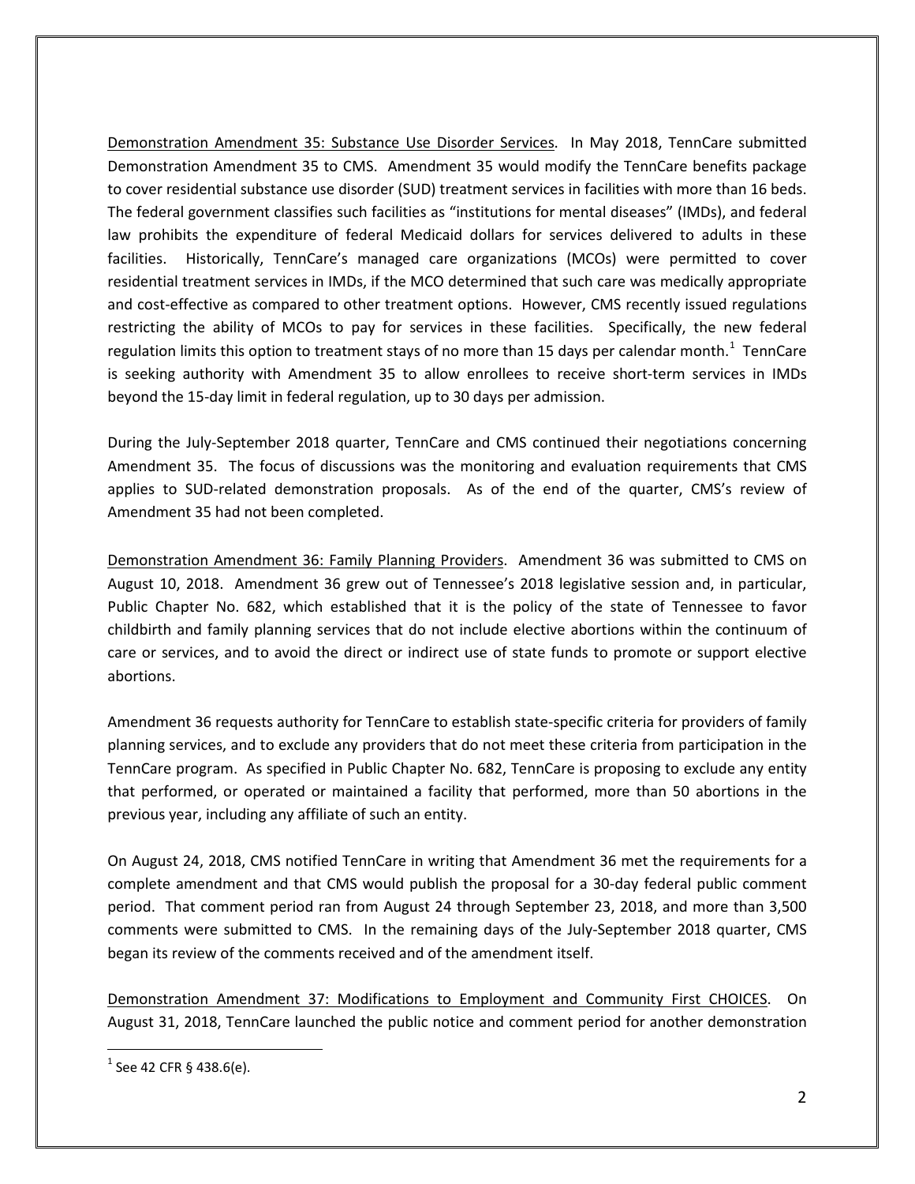Demonstration Amendment 35: Substance Use Disorder Services. In May 2018, TennCare submitted Demonstration Amendment 35 to CMS. Amendment 35 would modify the TennCare benefits package to cover residential substance use disorder (SUD) treatment services in facilities with more than 16 beds. The federal government classifies such facilities as "institutions for mental diseases" (IMDs), and federal law prohibits the expenditure of federal Medicaid dollars for services delivered to adults in these facilities. Historically, TennCare's managed care organizations (MCOs) were permitted to cover residential treatment services in IMDs, if the MCO determined that such care was medically appropriate and cost-effective as compared to other treatment options. However, CMS recently issued regulations restricting the ability of MCOs to pay for services in these facilities. Specifically, the new federal regulation limits this option to treatment stays of no more than 15 days per calendar month.[1] TennCare is seeking authority with Amendment 35 to allow enrollees to receive short-term services in IMDs beyond the 15-day limit in federal regulation, up to 30 days per admission.

During the July-September 2018 quarter, TennCare and CMS continued their negotiations concerning Amendment 35. The focus of discussions was the monitoring and evaluation requirements that CMS applies to SUD-related demonstration proposals. As of the end of the quarter, CMS's review of Amendment 35 had not been completed.

Demonstration Amendment 36: Family Planning Providers. Amendment 36 was submitted to CMS on August 10, 2018. Amendment 36 grew out of Tennessee's 2018 legislative session and, in particular, Public Chapter No. 682, which established that it is the policy of the state of Tennessee to favor childbirth and family planning services that do not include elective abortions within the continuum of care or services, and to avoid the direct or indirect use of state funds to promote or support elective abortions.

Amendment 36 requests authority for TennCare to establish state-specific criteria for providers of family planning services, and to exclude any providers that do not meet these criteria from participation in the TennCare program. As specified in Public Chapter No. 682, TennCare is proposing to exclude any entity that performed, or operated or maintained a facility that performed, more than 50 abortions in the previous year, including any affiliate of such an entity.

On August 24, 2018, CMS notified TennCare in writing that Amendment 36 met the requirements for a complete amendment and that CMS would publish the proposal for a 30-day federal public comment period. That comment period ran from August 24 through September 23, 2018, and more than 3,500 comments were submitted to CMS. In the remaining days of the July-September 2018 quarter, CMS began its review of the comments received and of the amendment itself.

Demonstration Amendment 37: Modifications to Employment and Community First CHOICES. On August 31, 2018, TennCare launched the public notice and comment period for another demonstration

[1] See 42 CFR § 438.6(e).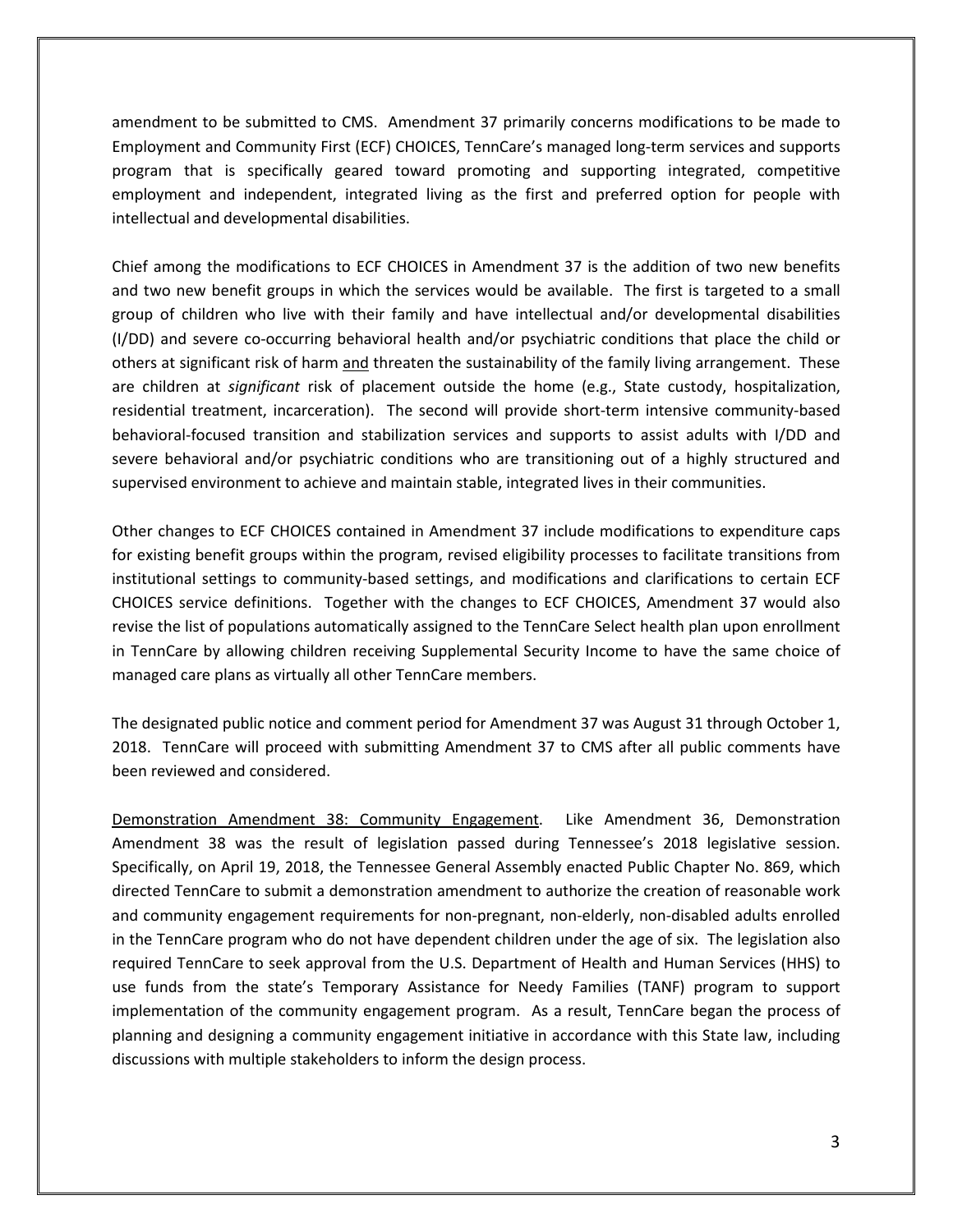amendment to be submitted to CMS. Amendment 37 primarily concerns modifications to be made to Employment and Community First (ECF) CHOICES, TennCare's managed long-term services and supports program that is specifically geared toward promoting and supporting integrated, competitive employment and independent, integrated living as the first and preferred option for people with intellectual and developmental disabilities.

Chief among the modifications to ECF CHOICES in Amendment 37 is the addition of two new benefits and two new benefit groups in which the services would be available. The first is targeted to a small group of children who live with their family and have intellectual and/or developmental disabilities (I/DD) and severe co-occurring behavioral health and/or psychiatric conditions that place the child or others at significant risk of harm <u>and</u> threaten the sustainability of the family living arrangement. These are children at *significant* risk of placement outside the home (e.g., State custody, hospitalization, residential treatment, incarceration). The second will provide short-term intensive community-based behavioral-focused transition and stabilization services and supports to assist adults with I/DD and severe behavioral and/or psychiatric conditions who are transitioning out of a highly structured and supervised environment to achieve and maintain stable, integrated lives in their communities.

Other changes to ECF CHOICES contained in Amendment 37 include modifications to expenditure caps for existing benefit groups within the program, revised eligibility processes to facilitate transitions from institutional settings to community-based settings, and modifications and clarifications to certain ECF CHOICES service definitions. Together with the changes to ECF CHOICES, Amendment 37 would also revise the list of populations automatically assigned to the TennCare Select health plan upon enrollment in TennCare by allowing children receiving Supplemental Security Income to have the same choice of managed care plans as virtually all other TennCare members.

The designated public notice and comment period for Amendment 37 was August 31 through October 1, 2018. TennCare will proceed with submitting Amendment 37 to CMS after all public comments have been reviewed and considered.

<u>Demonstration Amendment 38: Community Engagement</u>. Like Amendment 36, Demonstration Amendment 38 was the result of legislation passed during Tennessee's 2018 legislative session. Specifically, on April 19, 2018, the Tennessee General Assembly enacted Public Chapter No. 869, which directed TennCare to submit a demonstration amendment to authorize the creation of reasonable work and community engagement requirements for non-pregnant, non-elderly, non-disabled adults enrolled in the TennCare program who do not have dependent children under the age of six. The legislation also required TennCare to seek approval from the U.S. Department of Health and Human Services (HHS) to use funds from the state's Temporary Assistance for Needy Families (TANF) program to support implementation of the community engagement program. As a result, TennCare began the process of planning and designing a community engagement initiative in accordance with this State law, including discussions with multiple stakeholders to inform the design process.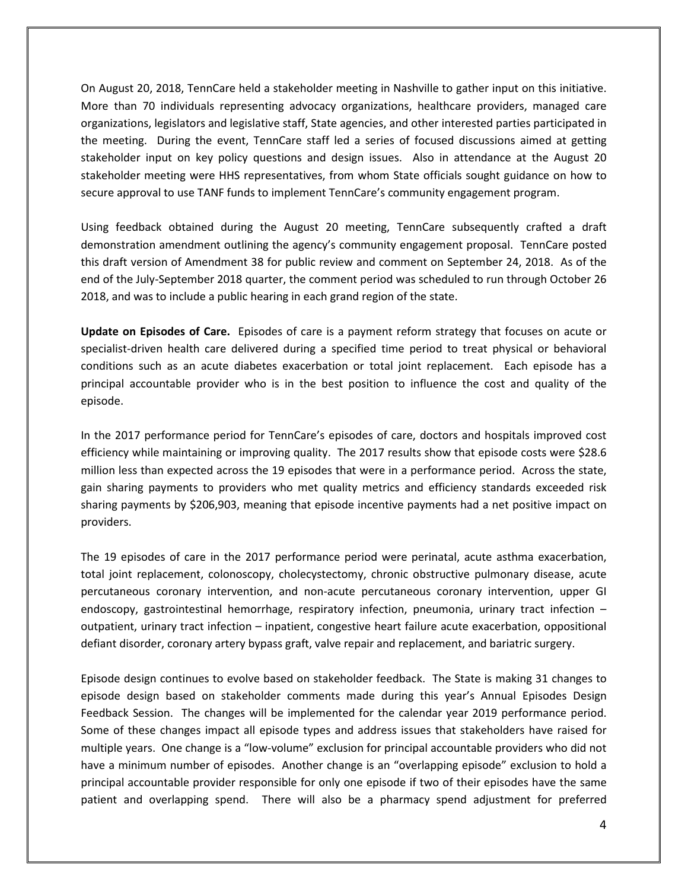On August 20, 2018, TennCare held a stakeholder meeting in Nashville to gather input on this initiative. More than 70 individuals representing advocacy organizations, healthcare providers, managed care organizations, legislators and legislative staff, State agencies, and other interested parties participated in the meeting. During the event, TennCare staff led a series of focused discussions aimed at getting stakeholder input on key policy questions and design issues. Also in attendance at the August 20 stakeholder meeting were HHS representatives, from whom State officials sought guidance on how to secure approval to use TANF funds to implement TennCare's community engagement program.

Using feedback obtained during the August 20 meeting, TennCare subsequently crafted a draft demonstration amendment outlining the agency's community engagement proposal. TennCare posted this draft version of Amendment 38 for public review and comment on September 24, 2018. As of the end of the July-September 2018 quarter, the comment period was scheduled to run through October 26 2018, and was to include a public hearing in each grand region of the state.

**Update on Episodes of Care.** Episodes of care is a payment reform strategy that focuses on acute or specialist-driven health care delivered during a specified time period to treat physical or behavioral conditions such as an acute diabetes exacerbation or total joint replacement. Each episode has a principal accountable provider who is in the best position to influence the cost and quality of the episode.

In the 2017 performance period for TennCare's episodes of care, doctors and hospitals improved cost efficiency while maintaining or improving quality. The 2017 results show that episode costs were $28.6 million less than expected across the 19 episodes that were in a performance period. Across the state, gain sharing payments to providers who met quality metrics and efficiency standards exceeded risk sharing payments by $206,903, meaning that episode incentive payments had a net positive impact on providers.

The 19 episodes of care in the 2017 performance period were perinatal, acute asthma exacerbation, total joint replacement, colonoscopy, cholecystectomy, chronic obstructive pulmonary disease, acute percutaneous coronary intervention, and non-acute percutaneous coronary intervention, upper GI endoscopy, gastrointestinal hemorrhage, respiratory infection, pneumonia, urinary tract infection – outpatient, urinary tract infection – inpatient, congestive heart failure acute exacerbation, oppositional defiant disorder, coronary artery bypass graft, valve repair and replacement, and bariatric surgery.

Episode design continues to evolve based on stakeholder feedback. The State is making 31 changes to episode design based on stakeholder comments made during this year's Annual Episodes Design Feedback Session. The changes will be implemented for the calendar year 2019 performance period. Some of these changes impact all episode types and address issues that stakeholders have raised for multiple years. One change is a "low-volume" exclusion for principal accountable providers who did not have a minimum number of episodes. Another change is an "overlapping episode" exclusion to hold a principal accountable provider responsible for only one episode if two of their episodes have the same patient and overlapping spend. There will also be a pharmacy spend adjustment for preferred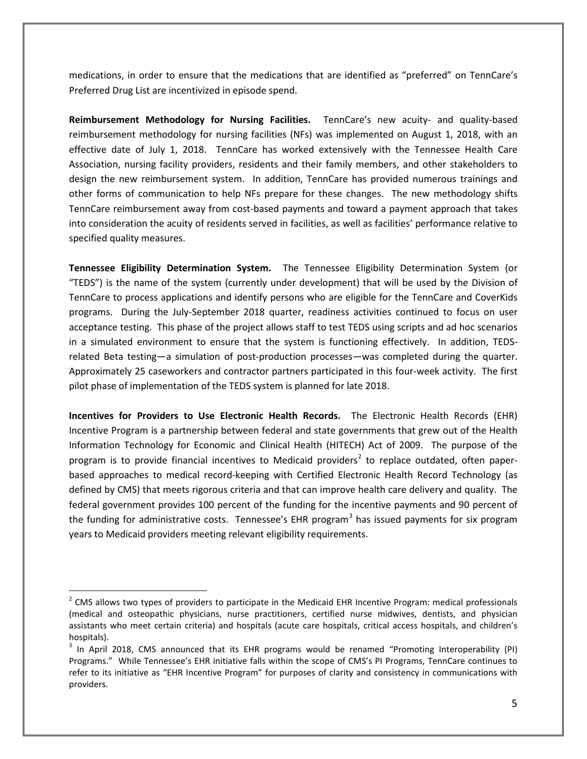medications, in order to ensure that the medications that are identified as "preferred" on TennCare's Preferred Drug List are incentivized in episode spend.

**Reimbursement Methodology for Nursing Facilities.** TennCare's new acuity- and quality-based reimbursement methodology for nursing facilities (NFs) was implemented on August 1, 2018, with an effective date of July 1, 2018. TennCare has worked extensively with the Tennessee Health Care Association, nursing facility providers, residents and their family members, and other stakeholders to design the new reimbursement system. In addition, TennCare has provided numerous trainings and other forms of communication to help NFs prepare for these changes. The new methodology shifts TennCare reimbursement away from cost-based payments and toward a payment approach that takes into consideration the acuity of residents served in facilities, as well as facilities' performance relative to specified quality measures.

**Tennessee Eligibility Determination System.** The Tennessee Eligibility Determination System (or "TEDS") is the name of the system (currently under development) that will be used by the Division of TennCare to process applications and identify persons who are eligible for the TennCare and CoverKids programs. During the July-September 2018 quarter, readiness activities continued to focus on user acceptance testing. This phase of the project allows staff to test TEDS using scripts and ad hoc scenarios in a simulated environment to ensure that the system is functioning effectively. In addition, TEDS-related Beta testing—a simulation of post-production processes—was completed during the quarter. Approximately 25 caseworkers and contractor partners participated in this four-week activity. The first pilot phase of implementation of the TEDS system is planned for late 2018.

**Incentives for Providers to Use Electronic Health Records.** The Electronic Health Records (EHR) Incentive Program is a partnership between federal and state governments that grew out of the Health Information Technology for Economic and Clinical Health (HITECH) Act of 2009. The purpose of the program is to provide financial incentives to Medicaid providers[2] to replace outdated, often paper-based approaches to medical record-keeping with Certified Electronic Health Record Technology (as defined by CMS) that meets rigorous criteria and that can improve health care delivery and quality. The federal government provides 100 percent of the funding for the incentive payments and 90 percent of the funding for administrative costs. Tennessee's EHR program[3] has issued payments for six program years to Medicaid providers meeting relevant eligibility requirements.

---

[2] CMS allows two types of providers to participate in the Medicaid EHR Incentive Program: medical professionals (medical and osteopathic physicians, nurse practitioners, certified nurse midwives, dentists, and physician assistants who meet certain criteria) and hospitals (acute care hospitals, critical access hospitals, and children's hospitals).

[3] In April 2018, CMS announced that its EHR programs would be renamed "Promoting Interoperability (PI) Programs." While Tennessee's EHR initiative falls within the scope of CMS's PI Programs, TennCare continues to refer to its initiative as "EHR Incentive Program" for purposes of clarity and consistency in communications with providers.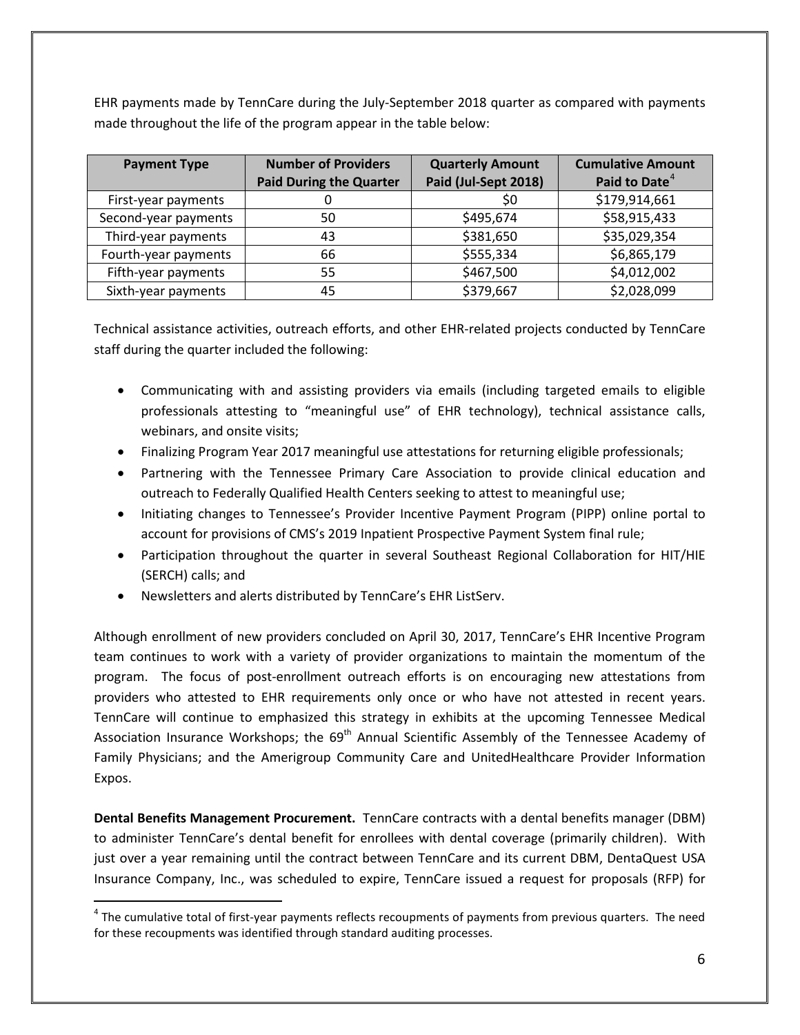EHR payments made by TennCare during the July-September 2018 quarter as compared with payments made throughout the life of the program appear in the table below:

| Payment Type | Number of Providers Paid During the Quarter | Quarterly Amount Paid (Jul-Sept 2018) | Cumulative Amount Paid to Date[4] |
|---|---|---|---|
| First-year payments | 0 | $0 | $179,914,661 |
| Second-year payments | 50 | $495,674 | $58,915,433 |
| Third-year payments | 43 | $381,650 | $35,029,354 |
| Fourth-year payments | 66 | $555,334 | $6,865,179 |
| Fifth-year payments | 55 | $467,500 | $4,012,002 |
| Sixth-year payments | 45 | $379,667 | $2,028,099 |

Technical assistance activities, outreach efforts, and other EHR-related projects conducted by TennCare staff during the quarter included the following:

- Communicating with and assisting providers via emails (including targeted emails to eligible professionals attesting to "meaningful use" of EHR technology), technical assistance calls, webinars, and onsite visits;
- Finalizing Program Year 2017 meaningful use attestations for returning eligible professionals;
- Partnering with the Tennessee Primary Care Association to provide clinical education and outreach to Federally Qualified Health Centers seeking to attest to meaningful use;
- Initiating changes to Tennessee's Provider Incentive Payment Program (PIPP) online portal to account for provisions of CMS's 2019 Inpatient Prospective Payment System final rule;
- Participation throughout the quarter in several Southeast Regional Collaboration for HIT/HIE (SERCH) calls; and
- Newsletters and alerts distributed by TennCare's EHR ListServ.

Although enrollment of new providers concluded on April 30, 2017, TennCare's EHR Incentive Program team continues to work with a variety of provider organizations to maintain the momentum of the program. The focus of post-enrollment outreach efforts is on encouraging new attestations from providers who attested to EHR requirements only once or who have not attested in recent years. TennCare will continue to emphasized this strategy in exhibits at the upcoming Tennessee Medical Association Insurance Workshops; the 69th Annual Scientific Assembly of the Tennessee Academy of Family Physicians; and the Amerigroup Community Care and UnitedHealthcare Provider Information Expos.

**Dental Benefits Management Procurement.** TennCare contracts with a dental benefits manager (DBM) to administer TennCare's dental benefit for enrollees with dental coverage (primarily children). With just over a year remaining until the contract between TennCare and its current DBM, DentaQuest USA Insurance Company, Inc., was scheduled to expire, TennCare issued a request for proposals (RFP) for

[4] The cumulative total of first-year payments reflects recoupments of payments from previous quarters. The need for these recoupments was identified through standard auditing processes.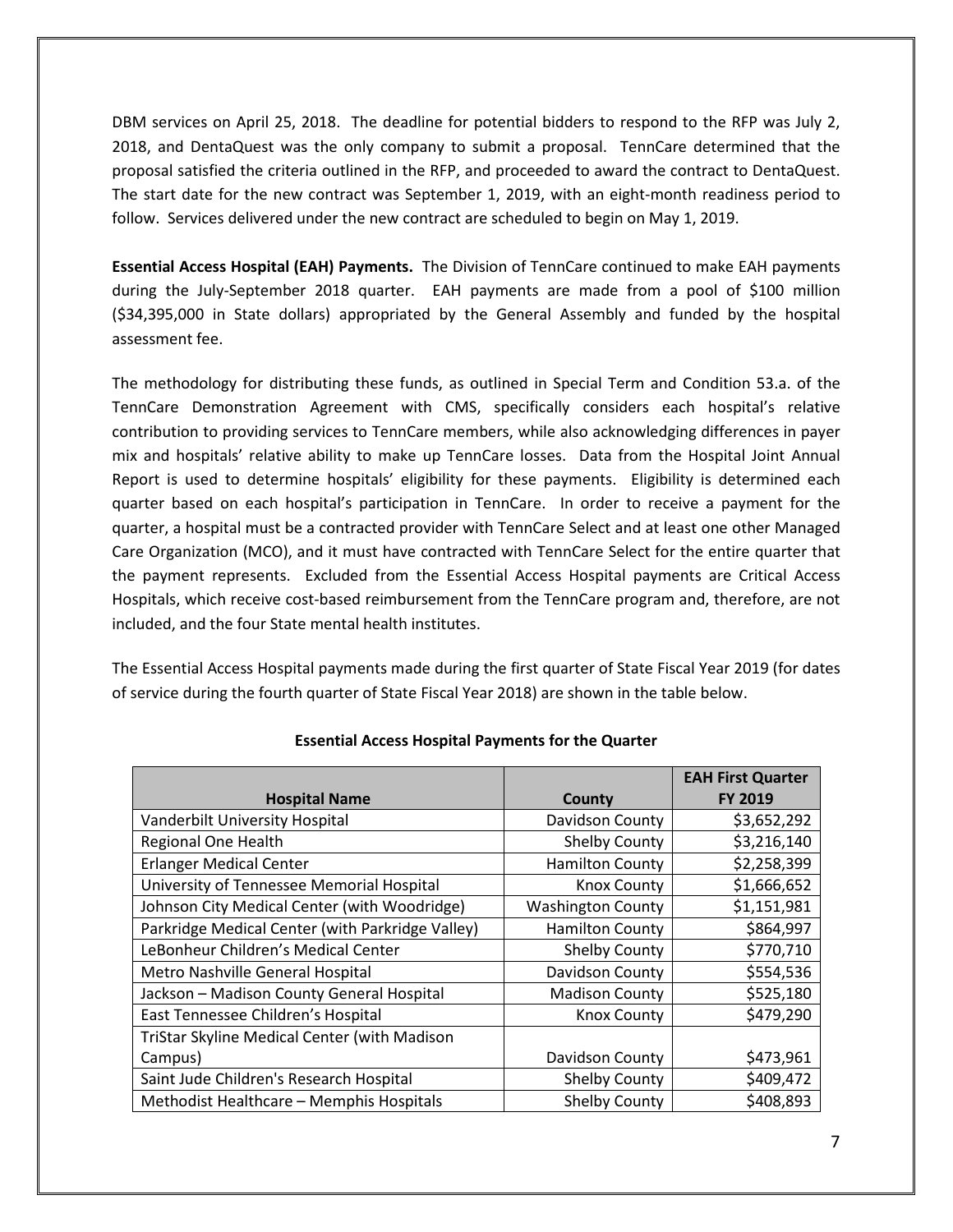DBM services on April 25, 2018. The deadline for potential bidders to respond to the RFP was July 2, 2018, and DentaQuest was the only company to submit a proposal. TennCare determined that the proposal satisfied the criteria outlined in the RFP, and proceeded to award the contract to DentaQuest. The start date for the new contract was September 1, 2019, with an eight-month readiness period to follow. Services delivered under the new contract are scheduled to begin on May 1, 2019.

**Essential Access Hospital (EAH) Payments.** The Division of TennCare continued to make EAH payments during the July-September 2018 quarter. EAH payments are made from a pool of $100 million ($34,395,000 in State dollars) appropriated by the General Assembly and funded by the hospital assessment fee.

The methodology for distributing these funds, as outlined in Special Term and Condition 53.a. of the TennCare Demonstration Agreement with CMS, specifically considers each hospital's relative contribution to providing services to TennCare members, while also acknowledging differences in payer mix and hospitals' relative ability to make up TennCare losses. Data from the Hospital Joint Annual Report is used to determine hospitals' eligibility for these payments. Eligibility is determined each quarter based on each hospital's participation in TennCare. In order to receive a payment for the quarter, a hospital must be a contracted provider with TennCare Select and at least one other Managed Care Organization (MCO), and it must have contracted with TennCare Select for the entire quarter that the payment represents. Excluded from the Essential Access Hospital payments are Critical Access Hospitals, which receive cost-based reimbursement from the TennCare program and, therefore, are not included, and the four State mental health institutes.

The Essential Access Hospital payments made during the first quarter of State Fiscal Year 2019 (for dates of service during the fourth quarter of State Fiscal Year 2018) are shown in the table below.

**Essential Access Hospital Payments for the Quarter**

| Hospital Name | County | EAH First Quarter FY 2019 |
|---|---|---|
| Vanderbilt University Hospital | Davidson County | $3,652,292 |
| Regional One Health | Shelby County | $3,216,140 |
| Erlanger Medical Center | Hamilton County | $2,258,399 |
| University of Tennessee Memorial Hospital | Knox County | $1,666,652 |
| Johnson City Medical Center (with Woodridge) | Washington County | $1,151,981 |
| Parkridge Medical Center (with Parkridge Valley) | Hamilton County | $864,997 |
| LeBonheur Children's Medical Center | Shelby County | $770,710 |
| Metro Nashville General Hospital | Davidson County | $554,536 |
| Jackson – Madison County General Hospital | Madison County | $525,180 |
| East Tennessee Children's Hospital | Knox County | $479,290 |
| TriStar Skyline Medical Center (with Madison Campus) | Davidson County | $473,961 |
| Saint Jude Children's Research Hospital | Shelby County | $409,472 |
| Methodist Healthcare – Memphis Hospitals | Shelby County | $408,893 |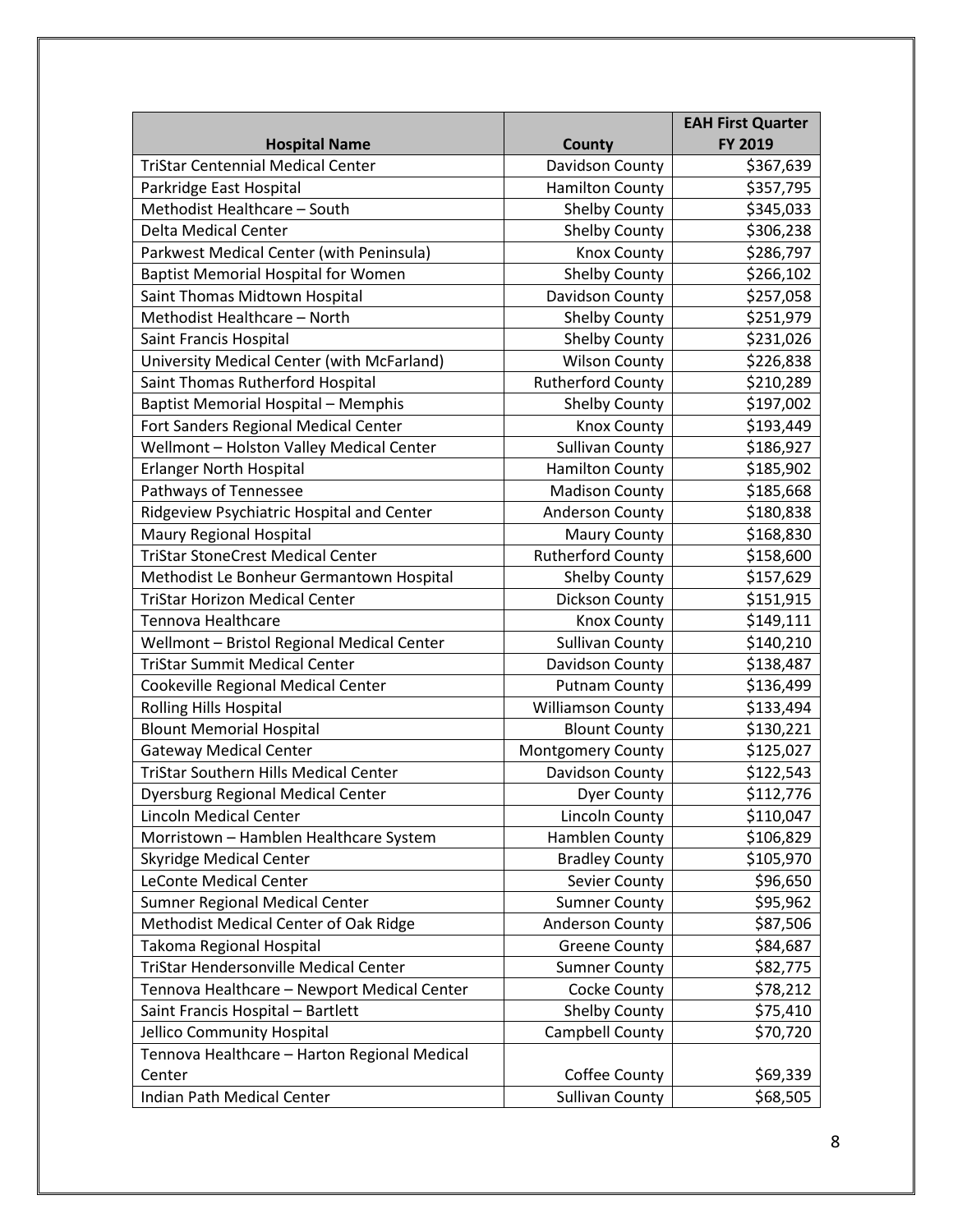| Hospital Name | County | EAH First Quarter FY 2019 |
| --- | --- | --- |
| TriStar Centennial Medical Center | Davidson County | $367,639 |
| Parkridge East Hospital | Hamilton County | $357,795 |
| Methodist Healthcare – South | Shelby County | $345,033 |
| Delta Medical Center | Shelby County | $306,238 |
| Parkwest Medical Center (with Peninsula) | Knox County | $286,797 |
| Baptist Memorial Hospital for Women | Shelby County | $266,102 |
| Saint Thomas Midtown Hospital | Davidson County | $257,058 |
| Methodist Healthcare – North | Shelby County | $251,979 |
| Saint Francis Hospital | Shelby County | $231,026 |
| University Medical Center (with McFarland) | Wilson County | $226,838 |
| Saint Thomas Rutherford Hospital | Rutherford County | $210,289 |
| Baptist Memorial Hospital – Memphis | Shelby County | $197,002 |
| Fort Sanders Regional Medical Center | Knox County | $193,449 |
| Wellmont – Holston Valley Medical Center | Sullivan County | $186,927 |
| Erlanger North Hospital | Hamilton County | $185,902 |
| Pathways of Tennessee | Madison County | $185,668 |
| Ridgeview Psychiatric Hospital and Center | Anderson County | $180,838 |
| Maury Regional Hospital | Maury County | $168,830 |
| TriStar StoneCrest Medical Center | Rutherford County | $158,600 |
| Methodist Le Bonheur Germantown Hospital | Shelby County | $157,629 |
| TriStar Horizon Medical Center | Dickson County | $151,915 |
| Tennova Healthcare | Knox County | $149,111 |
| Wellmont – Bristol Regional Medical Center | Sullivan County | $140,210 |
| TriStar Summit Medical Center | Davidson County | $138,487 |
| Cookeville Regional Medical Center | Putnam County | $136,499 |
| Rolling Hills Hospital | Williamson County | $133,494 |
| Blount Memorial Hospital | Blount County | $130,221 |
| Gateway Medical Center | Montgomery County | $125,027 |
| TriStar Southern Hills Medical Center | Davidson County | $122,543 |
| Dyersburg Regional Medical Center | Dyer County | $112,776 |
| Lincoln Medical Center | Lincoln County | $110,047 |
| Morristown – Hamblen Healthcare System | Hamblen County | $106,829 |
| Skyridge Medical Center | Bradley County | $105,970 |
| LeConte Medical Center | Sevier County | $96,650 |
| Sumner Regional Medical Center | Sumner County | $95,962 |
| Methodist Medical Center of Oak Ridge | Anderson County | $87,506 |
| Takoma Regional Hospital | Greene County | $84,687 |
| TriStar Hendersonville Medical Center | Sumner County | $82,775 |
| Tennova Healthcare – Newport Medical Center | Cocke County | $78,212 |
| Saint Francis Hospital – Bartlett | Shelby County | $75,410 |
| Jellico Community Hospital | Campbell County | $70,720 |
| Tennova Healthcare – Harton Regional Medical Center | Coffee County | $69,339 |
| Indian Path Medical Center | Sullivan County | $68,505 |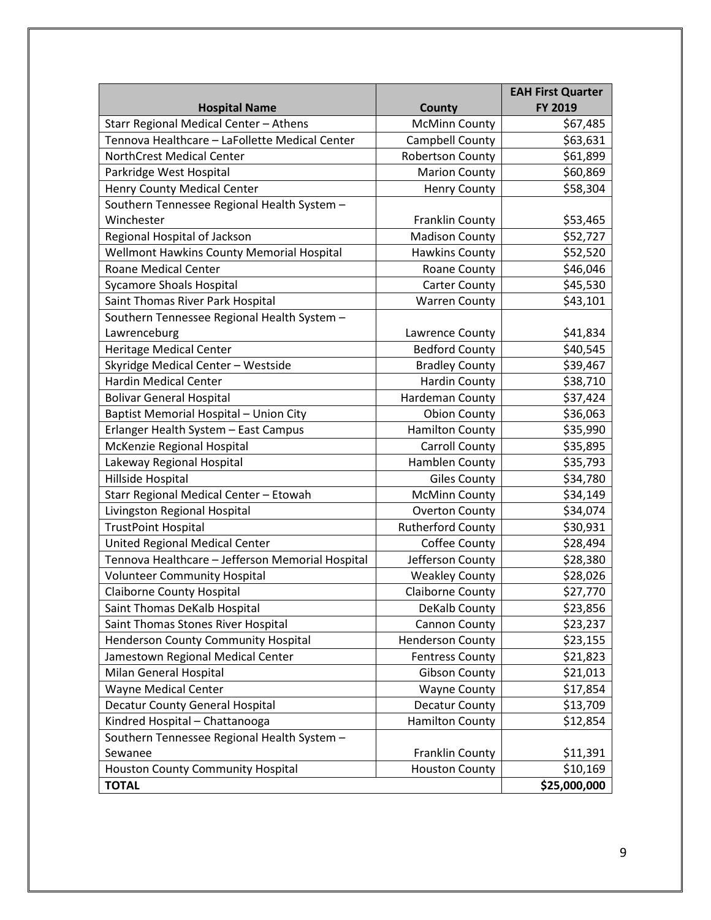| Hospital Name | County | EAH First Quarter FY 2019 |
|---|---|---|
| Starr Regional Medical Center – Athens | McMinn County | $67,485 |
| Tennova Healthcare – LaFollette Medical Center | Campbell County | $63,631 |
| NorthCrest Medical Center | Robertson County | $61,899 |
| Parkridge West Hospital | Marion County | $60,869 |
| Henry County Medical Center | Henry County | $58,304 |
| Southern Tennessee Regional Health System – Winchester | Franklin County | $53,465 |
| Regional Hospital of Jackson | Madison County | $52,727 |
| Wellmont Hawkins County Memorial Hospital | Hawkins County | $52,520 |
| Roane Medical Center | Roane County | $46,046 |
| Sycamore Shoals Hospital | Carter County | $45,530 |
| Saint Thomas River Park Hospital | Warren County | $43,101 |
| Southern Tennessee Regional Health System – Lawrenceburg | Lawrence County | $41,834 |
| Heritage Medical Center | Bedford County | $40,545 |
| Skyridge Medical Center – Westside | Bradley County | $39,467 |
| Hardin Medical Center | Hardin County | $38,710 |
| Bolivar General Hospital | Hardeman County | $37,424 |
| Baptist Memorial Hospital – Union City | Obion County | $36,063 |
| Erlanger Health System – East Campus | Hamilton County | $35,990 |
| McKenzie Regional Hospital | Carroll County | $35,895 |
| Lakeway Regional Hospital | Hamblen County | $35,793 |
| Hillside Hospital | Giles County | $34,780 |
| Starr Regional Medical Center – Etowah | McMinn County | $34,149 |
| Livingston Regional Hospital | Overton County | $34,074 |
| TrustPoint Hospital | Rutherford County | $30,931 |
| United Regional Medical Center | Coffee County | $28,494 |
| Tennova Healthcare – Jefferson Memorial Hospital | Jefferson County | $28,380 |
| Volunteer Community Hospital | Weakley County | $28,026 |
| Claiborne County Hospital | Claiborne County | $27,770 |
| Saint Thomas DeKalb Hospital | DeKalb County | $23,856 |
| Saint Thomas Stones River Hospital | Cannon County | $23,237 |
| Henderson County Community Hospital | Henderson County | $23,155 |
| Jamestown Regional Medical Center | Fentress County | $21,823 |
| Milan General Hospital | Gibson County | $21,013 |
| Wayne Medical Center | Wayne County | $17,854 |
| Decatur County General Hospital | Decatur County | $13,709 |
| Kindred Hospital – Chattanooga | Hamilton County | $12,854 |
| Southern Tennessee Regional Health System – Sewanee | Franklin County | $11,391 |
| Houston County Community Hospital | Houston County | $10,169 |
| **TOTAL** | | **$25,000,000** |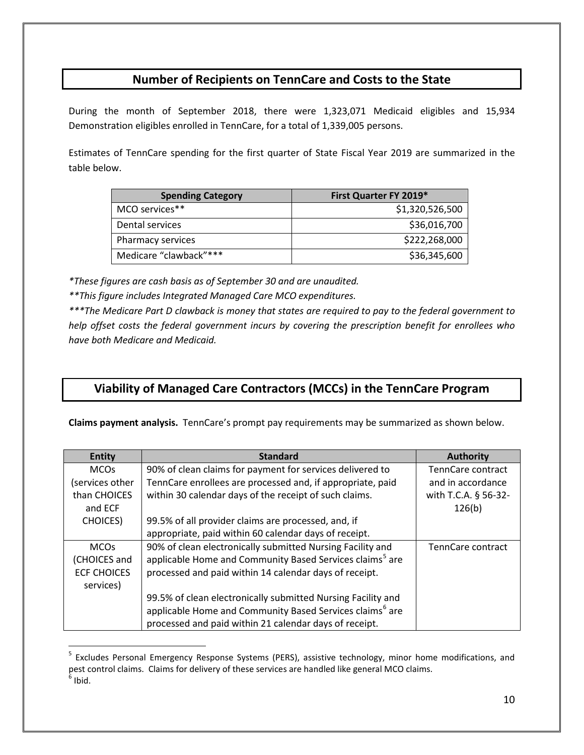## Number of Recipients on TennCare and Costs to the State

During the month of September 2018, there were 1,323,071 Medicaid eligibles and 15,934 Demonstration eligibles enrolled in TennCare, for a total of 1,339,005 persons.

Estimates of TennCare spending for the first quarter of State Fiscal Year 2019 are summarized in the table below.

| Spending Category | First Quarter FY 2019* |
|---|---:|
| MCO services** | $1,320,526,500 |
| Dental services | $36,016,700 |
| Pharmacy services | $222,268,000 |
| Medicare "clawback"*** | $36,345,600 |

*\*These figures are cash basis as of September 30 and are unaudited.*

*\*\*This figure includes Integrated Managed Care MCO expenditures.*

*\*\*\*The Medicare Part D clawback is money that states are required to pay to the federal government to help offset costs the federal government incurs by covering the prescription benefit for enrollees who have both Medicare and Medicaid.*

## Viability of Managed Care Contractors (MCCs) in the TennCare Program

**Claims payment analysis.** TennCare's prompt pay requirements may be summarized as shown below.

| Entity | Standard | Authority |
|---|---|---|
| MCOs (services other than CHOICES and ECF CHOICES) | 90% of clean claims for payment for services delivered to TennCare enrollees are processed and, if appropriate, paid within 30 calendar days of the receipt of such claims.<br><br>99.5% of all provider claims are processed, and, if appropriate, paid within 60 calendar days of receipt. | TennCare contract and in accordance with T.C.A. § 56-32-126(b) |
| MCOs (CHOICES and ECF CHOICES services) | 90% of clean electronically submitted Nursing Facility and applicable Home and Community Based Services claims[5] are processed and paid within 14 calendar days of receipt.<br><br>99.5% of clean electronically submitted Nursing Facility and applicable Home and Community Based Services claims[6] are processed and paid within 21 calendar days of receipt. | TennCare contract |

[5] Excludes Personal Emergency Response Systems (PERS), assistive technology, minor home modifications, and pest control claims. Claims for delivery of these services are handled like general MCO claims.

[6] Ibid.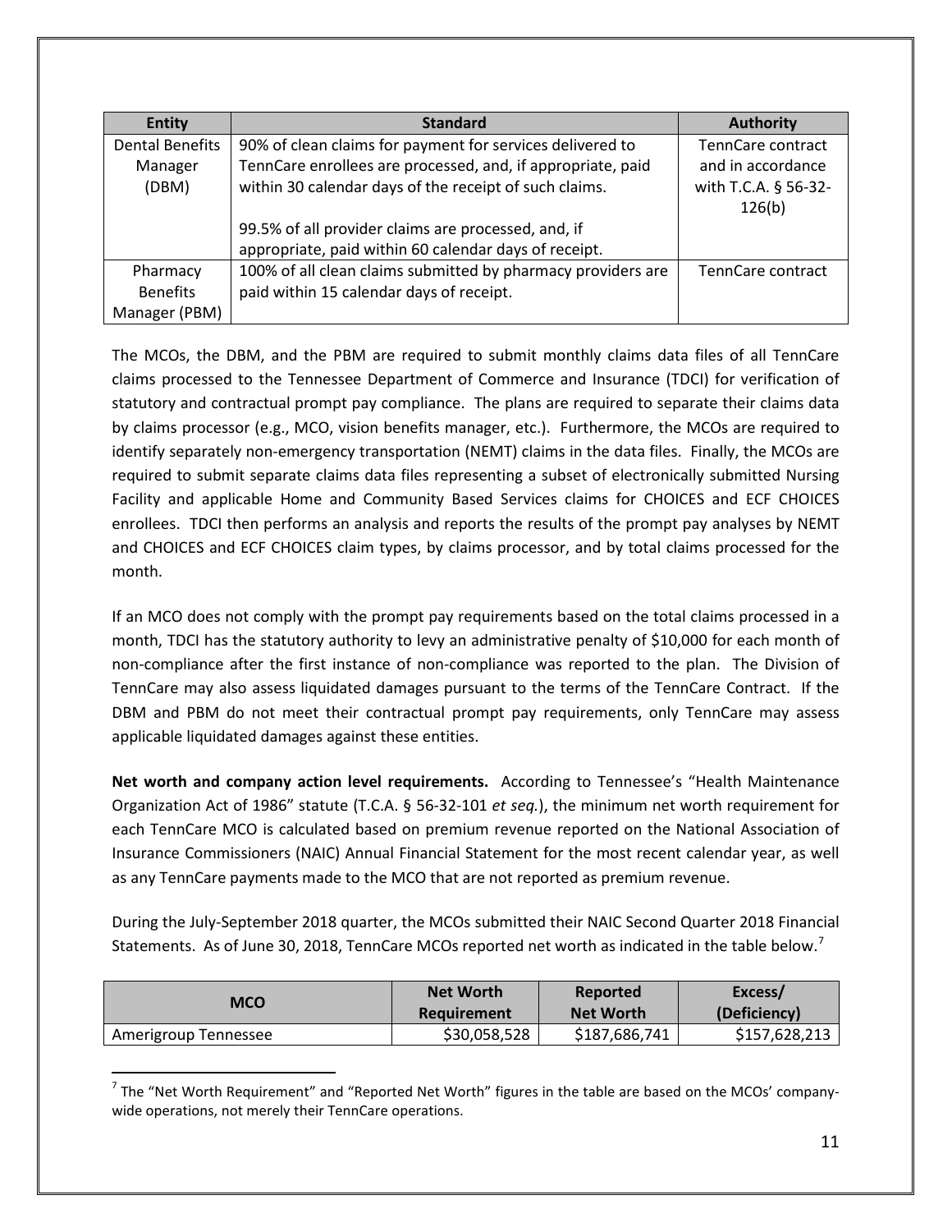| Entity | Standard | Authority |
| --- | --- | --- |
| Dental Benefits Manager (DBM) | 90% of clean claims for payment for services delivered to TennCare enrollees are processed, and, if appropriate, paid within 30 calendar days of the receipt of such claims.<br><br>99.5% of all provider claims are processed, and, if appropriate, paid within 60 calendar days of receipt. | TennCare contract and in accordance with T.C.A. § 56-32-126(b) |
| Pharmacy Benefits Manager (PBM) | 100% of all clean claims submitted by pharmacy providers are paid within 15 calendar days of receipt. | TennCare contract |

The MCOs, the DBM, and the PBM are required to submit monthly claims data files of all TennCare claims processed to the Tennessee Department of Commerce and Insurance (TDCI) for verification of statutory and contractual prompt pay compliance. The plans are required to separate their claims data by claims processor (e.g., MCO, vision benefits manager, etc.). Furthermore, the MCOs are required to identify separately non-emergency transportation (NEMT) claims in the data files. Finally, the MCOs are required to submit separate claims data files representing a subset of electronically submitted Nursing Facility and applicable Home and Community Based Services claims for CHOICES and ECF CHOICES enrollees. TDCI then performs an analysis and reports the results of the prompt pay analyses by NEMT and CHOICES and ECF CHOICES claim types, by claims processor, and by total claims processed for the month.

If an MCO does not comply with the prompt pay requirements based on the total claims processed in a month, TDCI has the statutory authority to levy an administrative penalty of $10,000 for each month of non-compliance after the first instance of non-compliance was reported to the plan. The Division of TennCare may also assess liquidated damages pursuant to the terms of the TennCare Contract. If the DBM and PBM do not meet their contractual prompt pay requirements, only TennCare may assess applicable liquidated damages against these entities.

**Net worth and company action level requirements.** According to Tennessee's "Health Maintenance Organization Act of 1986" statute (T.C.A. § 56-32-101 *et seq.*), the minimum net worth requirement for each TennCare MCO is calculated based on premium revenue reported on the National Association of Insurance Commissioners (NAIC) Annual Financial Statement for the most recent calendar year, as well as any TennCare payments made to the MCO that are not reported as premium revenue.

During the July-September 2018 quarter, the MCOs submitted their NAIC Second Quarter 2018 Financial Statements. As of June 30, 2018, TennCare MCOs reported net worth as indicated in the table below.[7]

| MCO | Net Worth Requirement | Reported Net Worth | Excess/ (Deficiency) |
| --- | --- | --- | --- |
| Amerigroup Tennessee | $30,058,528 | $187,686,741 | $157,628,213 |

[7] The "Net Worth Requirement" and "Reported Net Worth" figures in the table are based on the MCOs' company-wide operations, not merely their TennCare operations.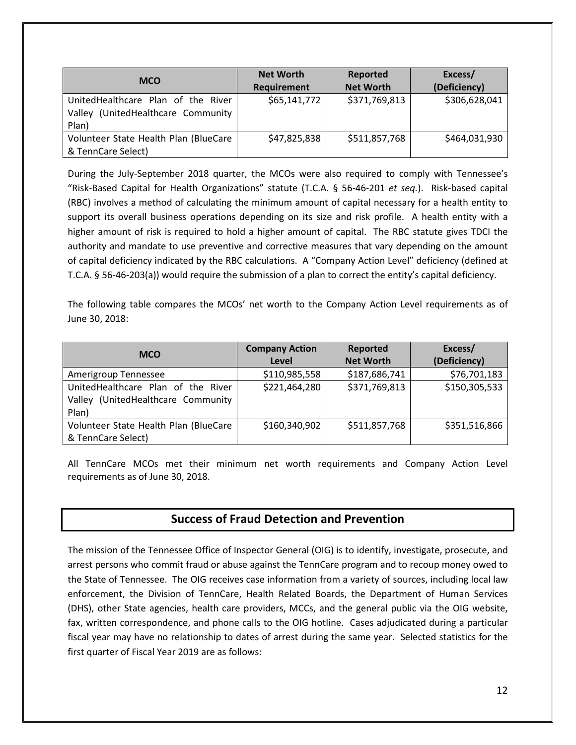| MCO | Net Worth Requirement | Reported Net Worth | Excess/ (Deficiency) |
|---|---|---|---|
| UnitedHealthcare Plan of the River Valley (UnitedHealthcare Community Plan) | $65,141,772 | $371,769,813 | $306,628,041 |
| Volunteer State Health Plan (BlueCare & TennCare Select) | $47,825,838 | $511,857,768 | $464,031,930 |

During the July-September 2018 quarter, the MCOs were also required to comply with Tennessee's "Risk-Based Capital for Health Organizations" statute (T.C.A. § 56-46-201 *et seq.*). Risk-based capital (RBC) involves a method of calculating the minimum amount of capital necessary for a health entity to support its overall business operations depending on its size and risk profile. A health entity with a higher amount of risk is required to hold a higher amount of capital. The RBC statute gives TDCI the authority and mandate to use preventive and corrective measures that vary depending on the amount of capital deficiency indicated by the RBC calculations. A "Company Action Level" deficiency (defined at T.C.A. § 56-46-203(a)) would require the submission of a plan to correct the entity's capital deficiency.

The following table compares the MCOs' net worth to the Company Action Level requirements as of June 30, 2018:

| MCO | Company Action Level | Reported Net Worth | Excess/ (Deficiency) |
|---|---|---|---|
| Amerigroup Tennessee | $110,985,558 | $187,686,741 | $76,701,183 |
| UnitedHealthcare Plan of the River Valley (UnitedHealthcare Community Plan) | $221,464,280 | $371,769,813 | $150,305,533 |
| Volunteer State Health Plan (BlueCare & TennCare Select) | $160,340,902 | $511,857,768 | $351,516,866 |

All TennCare MCOs met their minimum net worth requirements and Company Action Level requirements as of June 30, 2018.

## Success of Fraud Detection and Prevention

The mission of the Tennessee Office of Inspector General (OIG) is to identify, investigate, prosecute, and arrest persons who commit fraud or abuse against the TennCare program and to recoup money owed to the State of Tennessee. The OIG receives case information from a variety of sources, including local law enforcement, the Division of TennCare, Health Related Boards, the Department of Human Services (DHS), other State agencies, health care providers, MCCs, and the general public via the OIG website, fax, written correspondence, and phone calls to the OIG hotline. Cases adjudicated during a particular fiscal year may have no relationship to dates of arrest during the same year. Selected statistics for the first quarter of Fiscal Year 2019 are as follows: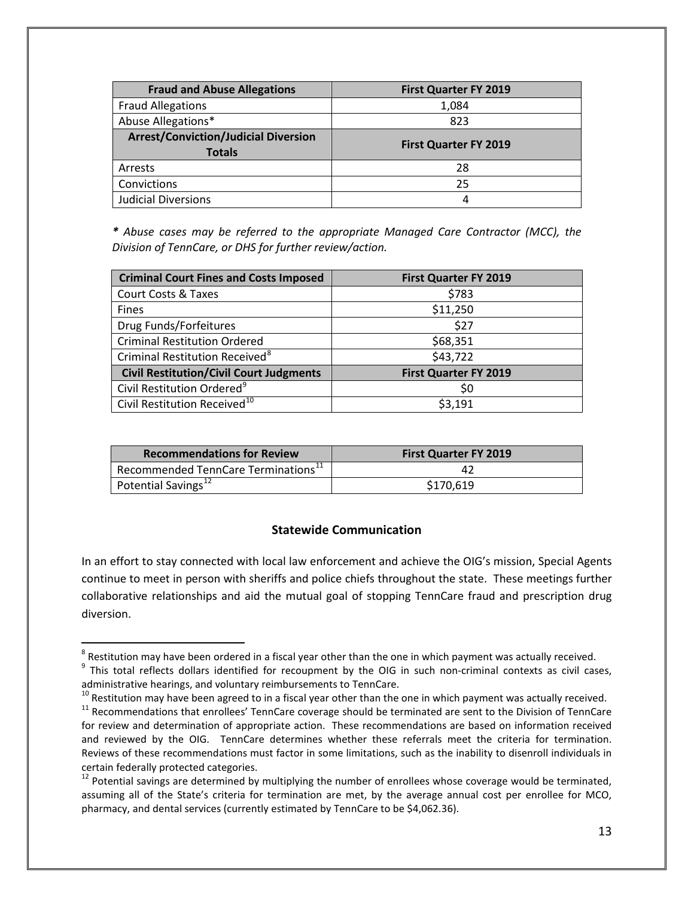| Fraud and Abuse Allegations | First Quarter FY 2019 |
|---|---|
| Fraud Allegations | 1,084 |
| Abuse Allegations* | 823 |
| **Arrest/Conviction/Judicial Diversion Totals** | **First Quarter FY 2019** |
| Arrests | 28 |
| Convictions | 25 |
| Judicial Diversions | 4 |

***** *Abuse cases may be referred to the appropriate Managed Care Contractor (MCC), the Division of TennCare, or DHS for further review/action.*

| Criminal Court Fines and Costs Imposed | First Quarter FY 2019 |
|---|---|
| Court Costs & Taxes | $783 |
| Fines | $11,250 |
| Drug Funds/Forfeitures | $27 |
| Criminal Restitution Ordered | $68,351 |
| Criminal Restitution Received[8] | $43,722 |
| **Civil Restitution/Civil Court Judgments** | **First Quarter FY 2019** |
| Civil Restitution Ordered[9] | $0 |
| Civil Restitution Received[10] | $3,191 |

| Recommendations for Review | First Quarter FY 2019 |
|---|---|
| Recommended TennCare Terminations[11] | 42 |
| Potential Savings[12] | $170,619 |

### Statewide Communication

In an effort to stay connected with local law enforcement and achieve the OIG's mission, Special Agents continue to meet in person with sheriffs and police chiefs throughout the state. These meetings further collaborative relationships and aid the mutual goal of stopping TennCare fraud and prescription drug diversion.

[8] Restitution may have been ordered in a fiscal year other than the one in which payment was actually received.

[9] This total reflects dollars identified for recoupment by the OIG in such non-criminal contexts as civil cases, administrative hearings, and voluntary reimbursements to TennCare.

[10] Restitution may have been agreed to in a fiscal year other than the one in which payment was actually received.

[11] Recommendations that enrollees' TennCare coverage should be terminated are sent to the Division of TennCare for review and determination of appropriate action. These recommendations are based on information received and reviewed by the OIG. TennCare determines whether these referrals meet the criteria for termination. Reviews of these recommendations must factor in some limitations, such as the inability to disenroll individuals in certain federally protected categories.

[12] Potential savings are determined by multiplying the number of enrollees whose coverage would be terminated, assuming all of the State's criteria for termination are met, by the average annual cost per enrollee for MCO, pharmacy, and dental services (currently estimated by TennCare to be $4,062.36).